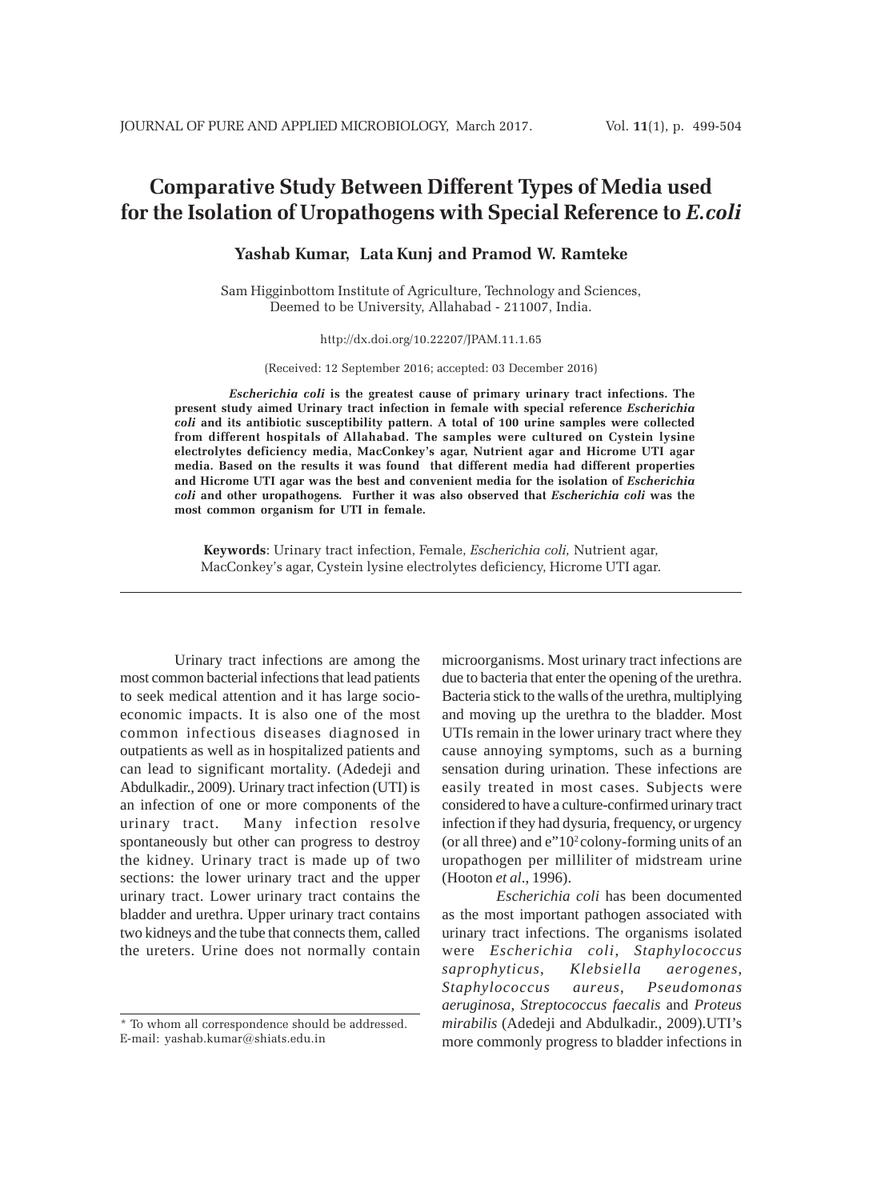# Comparative Study Between Different Types of Media used for the Isolation of Uropathogens with Special Reference to *E.coli*

**Yashab Kumar, Lata Kunj and Pramod W. Ramteke**

Sam Higginbottom Institute of Agriculture, Technology and Sciences, Deemed to be University, Allahabad - 211007, India.

http://dx.doi.org/10.22207/JPAM.11.1.65

(Received: 12 September 2016; accepted: 03 December 2016)

***Escherichia coli*** **is the greatest cause of primary urinary tract infections. The present study aimed Urinary tract infection in female with special reference** ***Escherichia coli*** **and its antibiotic susceptibility pattern. A total of 100 urine samples were collected from different hospitals of Allahabad. The samples were cultured on Cystein lysine electrolytes deficiency media, MacConkey's agar, Nutrient agar and Hicrome UTI agar media. Based on the results it was found that different media had different properties and Hicrome UTI agar was the best and convenient media for the isolation of** ***Escherichia coli*** **and other uropathogens. Further it was also observed that** ***Escherichia coli*** **was the most common organism for UTI in female.**

**Keywords**: Urinary tract infection, Female, *Escherichia coli,* Nutrient agar, MacConkey's agar, Cystein lysine electrolytes deficiency, Hicrome UTI agar.

---

Urinary tract infections are among the most common bacterial infections that lead patients to seek medical attention and it has large socio-economic impacts. It is also one of the most common infectious diseases diagnosed in outpatients as well as in hospitalized patients and can lead to significant mortality. (Adedeji and Abdulkadir., 2009). Urinary tract infection (UTI) is an infection of one or more components of the urinary tract. Many infection resolve spontaneously but other can progress to destroy the kidney. Urinary tract is made up of two sections: the lower urinary tract and the upper urinary tract. Lower urinary tract contains the bladder and urethra. Upper urinary tract contains two kidneys and the tube that connects them, called the ureters. Urine does not normally contain microorganisms. Most urinary tract infections are due to bacteria that enter the opening of the urethra. Bacteria stick to the walls of the urethra, multiplying and moving up the urethra to the bladder. Most UTIs remain in the lower urinary tract where they cause annoying symptoms, such as a burning sensation during urination. These infections are easily treated in most cases. Subjects were considered to have a culture-confirmed urinary tract infection if they had dysuria, frequency, or urgency (or all three) and e"$10^2$ colony-forming units of an uropathogen per milliliter of midstream urine (Hooton *et al*., 1996).

*Escherichia coli* has been documented as the most important pathogen associated with urinary tract infections. The organisms isolated were *Escherichia coli*, *Staphylococcus saprophyticus*, *Klebsiella aerogenes*, *Staphylococcus aureus*, *Pseudomonas aeruginosa*, *Streptococcus faecalis* and *Proteus mirabilis* (Adedeji and Abdulkadir., 2009).UTI's more commonly progress to bladder infections in

---

\* To whom all correspondence should be addressed.
E-mail: yashab.kumar@shiats.edu.in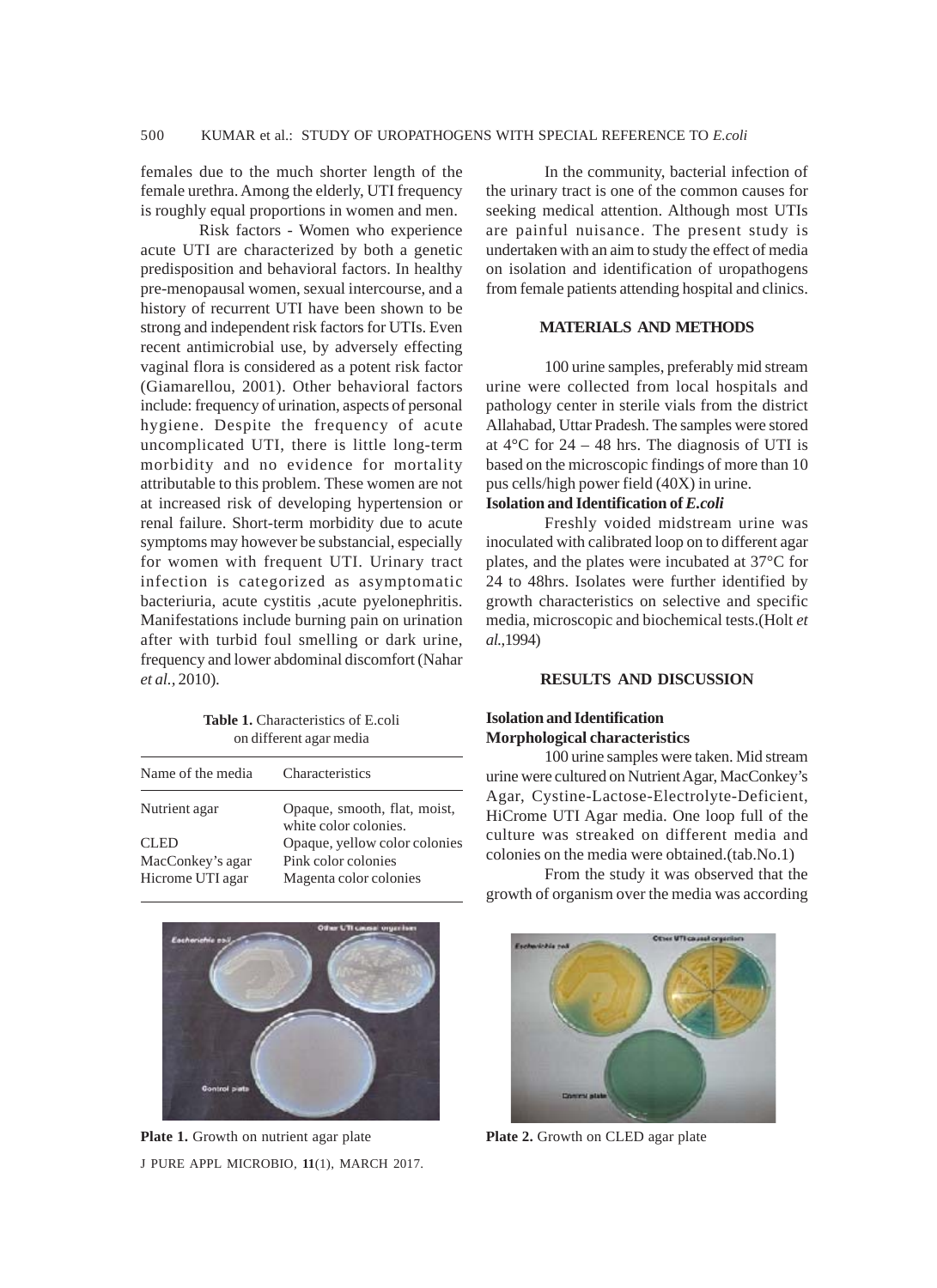females due to the much shorter length of the female urethra. Among the elderly, UTI frequency is roughly equal proportions in women and men.

Risk factors - Women who experience acute UTI are characterized by both a genetic predisposition and behavioral factors. In healthy pre-menopausal women, sexual intercourse, and a history of recurrent UTI have been shown to be strong and independent risk factors for UTIs. Even recent antimicrobial use, by adversely effecting vaginal flora is considered as a potent risk factor (Giamarellou, 2001). Other behavioral factors include: frequency of urination, aspects of personal hygiene. Despite the frequency of acute uncomplicated UTI, there is little long-term morbidity and no evidence for mortality attributable to this problem. These women are not at increased risk of developing hypertension or renal failure. Short-term morbidity due to acute symptoms may however be substancial, especially for women with frequent UTI. Urinary tract infection is categorized as asymptomatic bacteriuria, acute cystitis ,acute pyelonephritis. Manifestations include burning pain on urination after with turbid foul smelling or dark urine, frequency and lower abdominal discomfort (Nahar *et al.,* 2010).

In the community, bacterial infection of the urinary tract is one of the common causes for seeking medical attention. Although most UTIs are painful nuisance. The present study is undertaken with an aim to study the effect of media on isolation and identification of uropathogens from female patients attending hospital and clinics.

## MATERIALS AND METHODS

100 urine samples, preferably mid stream urine were collected from local hospitals and pathology center in sterile vials from the district Allahabad, Uttar Pradesh. The samples were stored at 4°C for 24 – 48 hrs. The diagnosis of UTI is based on the microscopic findings of more than 10 pus cells/high power field (40X) in urine.

### Isolation and Identification of *E.coli*

Freshly voided midstream urine was inoculated with calibrated loop on to different agar plates, and the plates were incubated at 37°C for 24 to 48hrs. Isolates were further identified by growth characteristics on selective and specific media, microscopic and biochemical tests.(Holt *et al.*,1994)

## RESULTS AND DISCUSSION

### Isolation and Identification

### Morphological characteristics

100 urine samples were taken. Mid stream urine were cultured on Nutrient Agar, MacConkey's Agar, Cystine-Lactose-Electrolyte-Deficient, HiCrome UTI Agar media. One loop full of the culture was streaked on different media and colonies on the media were obtained.(tab.No.1)

From the study it was observed that the growth of organism over the media was according

**Table 1.** Characteristics of E.coli on different agar media

| Name of the media | Characteristics |
|---|---|
| Nutrient agar | Opaque, smooth, flat, moist, white color colonies. |
| CLED | Opaque, yellow color colonies |
| MacConkey's agar | Pink color colonies |
| Hicrome UTI agar | Magenta color colonies |

**Plate 1.** Growth on nutrient agar plate

**Plate 2.** Growth on CLED agar plate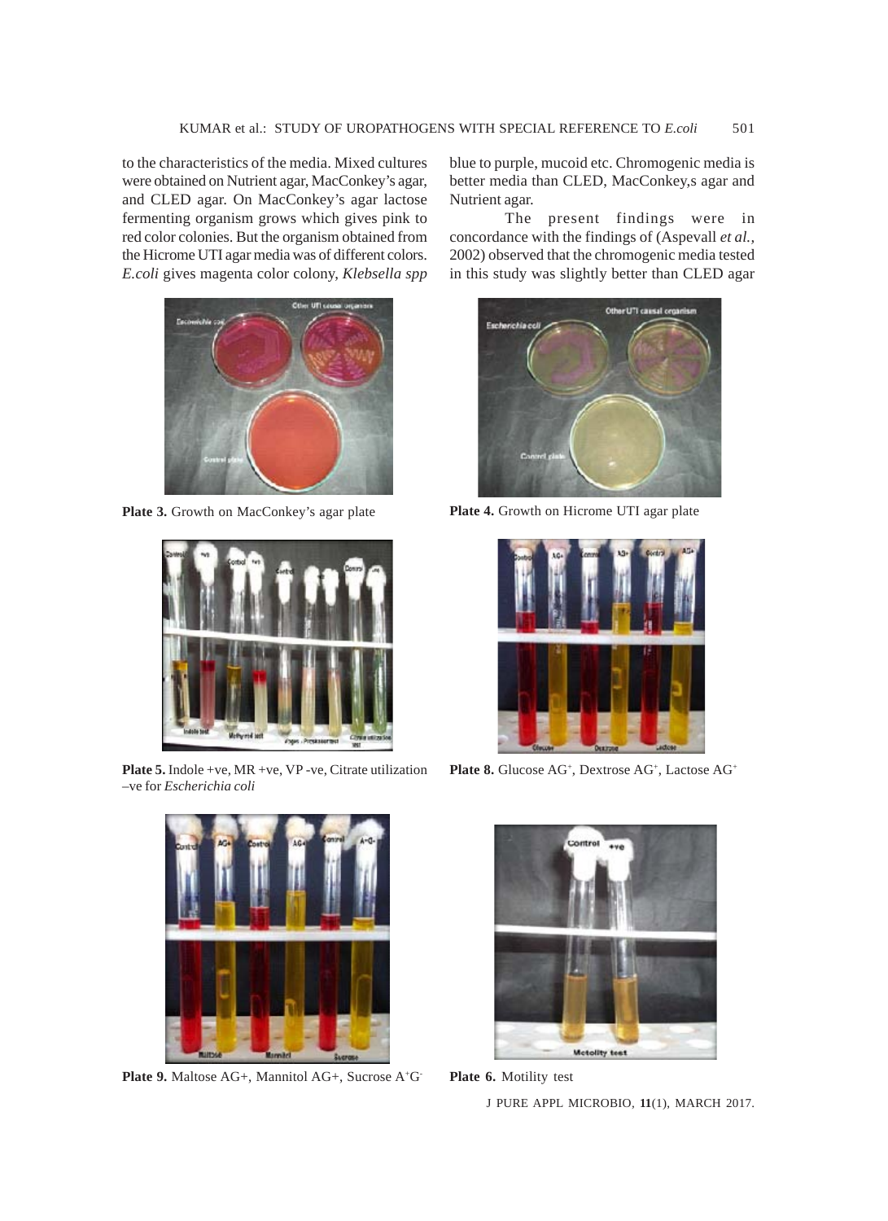to the characteristics of the media. Mixed cultures were obtained on Nutrient agar, MacConkey's agar, and CLED agar. On MacConkey's agar lactose fermenting organism grows which gives pink to red color colonies. But the organism obtained from the Hicrome UTI agar media was of different colors. *E.coli* gives magenta color colony, *Klebsella spp* blue to purple, mucoid etc. Chromogenic media is better media than CLED, MacConkey,s agar and Nutrient agar.

The present findings were in concordance with the findings of (Aspevall *et al.*, 2002) observed that the chromogenic media tested in this study was slightly better than CLED agar

**Plate 3.** Growth on MacConkey's agar plate

**Plate 4.** Growth on Hicrome UTI agar plate

**Plate 5.** Indole +ve, MR +ve, VP -ve, Citrate utilization –ve for *Escherichia coli*

**Plate 8.** Glucose AG$^+$, Dextrose AG$^+$, Lactose AG$^+$

**Plate 9.** Maltose AG+, Mannitol AG+, Sucrose A$^+$G$^-$

**Plate 6.** Motility test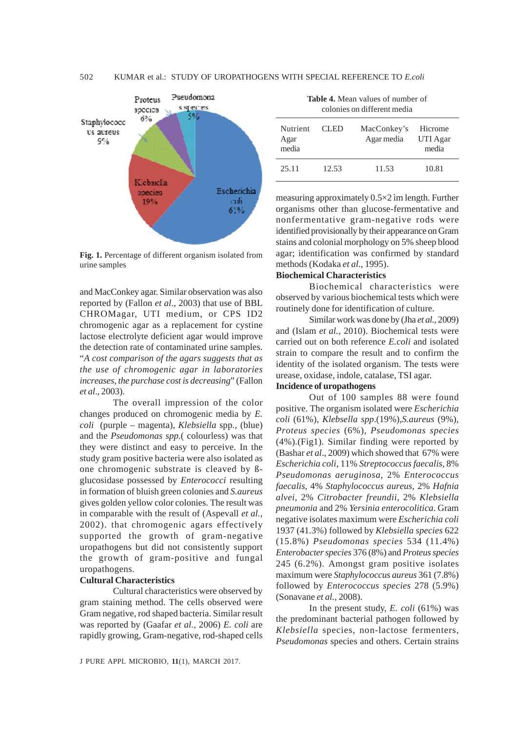Fig. 1. Percentage of different organism isolated from urine samples

and MacConkey agar. Similar observation was also reported by (Fallon *et al*., 2003) that use of BBL CHROMagar, UTI medium, or CPS ID2 chromogenic agar as a replacement for cystine lactose electrolyte deficient agar would improve the detection rate of contaminated urine samples. "*A cost comparison of the agars suggests that as the use of chromogenic agar in laboratories increases, the purchase cost is decreasing*" (Fallon *et al*., 2003).

The overall impression of the color changes produced on chromogenic media by *E. coli* (purple – magenta), *Klebsiella* spp., (blue) and the *Pseudomonas spp.*( colourless) was that they were distinct and easy to perceive. In the study gram positive bacteria were also isolated as one chromogenic substrate is cleaved by ß-glucosidase possessed by *Enterococci* resulting in formation of bluish green colonies and *S.aureus* gives golden yellow color colonies. The result was in comparable with the result of (Aspevall *et al.*, 2002). that chromogenic agars effectively supported the growth of gram-negative uropathogens but did not consistently support the growth of gram-positive and fungal uropathogens.

**Cultural Characteristics**

Cultural characteristics were observed by gram staining method. The cells observed were Gram negative, rod shaped bacteria. Similar result was reported by (Gaafar *et al.,* 2006) *E. coli* are rapidly growing, Gram-negative, rod-shaped cells

**Table 4.** Mean values of number of colonies on different media

| Nutrient Agar media | CLED | MacConkey's Agar media | Hicrome UTI Agar media |
|---|---|---|---|
| 25.11 | 12.53 | 11.53 | 10.81 |

measuring approximately 0.5×2 ìm length. Further organisms other than glucose-fermentative and nonfermentative gram-negative rods were identified provisionally by their appearance on Gram stains and colonial morphology on 5% sheep blood agar; identification was confirmed by standard methods (Kodaka *et al*., 1995).

**Biochemical Characteristics**

Biochemical characteristics were observed by various biochemical tests which were routinely done for identification of culture.

Similar work was done by (Jha *et al.,* 2009) and (Islam *et al.,* 2010). Biochemical tests were carried out on both reference *E.coli* and isolated strain to compare the result and to confirm the identity of the isolated organism. The tests were urease, oxidase, indole, catalase, TSI agar.

**Incidence of uropathogens**

Out of 100 samples 88 were found positive. The organism isolated were *Escherichia coli* (61%), *Klebsella spp*.(19%),*S.aureus* (9%), *Proteus species* (6%), *Pseudomonas species* (4%).(Fig1). Similar finding were reported by (Bashar *et al*., 2009) which showed that 67% were *Escherichia coli*, 11% *Streptococcus faecalis*, 8% *Pseudomonas aeruginosa*, 2% *Enterococcus faecalis*, 4% *Staphylococcus aureus*, 2% *Hafnia alvei*, 2% *Citrobacter freundii*, 2% *Klebsiella pneumonia* and 2% *Yersinia enterocolitica*. Gram negative isolates maximum were *Escherichia coli* 1937 (41.3%) followed by *Klebsiella species* 622 (15.8%) *Pseudomonas species* 534 (11.4%) *Enterobacter species* 376 (8%) and *Proteus species* 245 (6.2%). Amongst gram positive isolates maximum were *Staphylococcus aureus* 361 (7.8%) followed by *Enterococcus species* 278 (5.9%) (Sonavane *et al.*, 2008).

In the present study, *E. coli* (61%) was the predominant bacterial pathogen followed by *Klebsiella* species, non-lactose fermenters, *Pseudomonas* species and others. Certain strains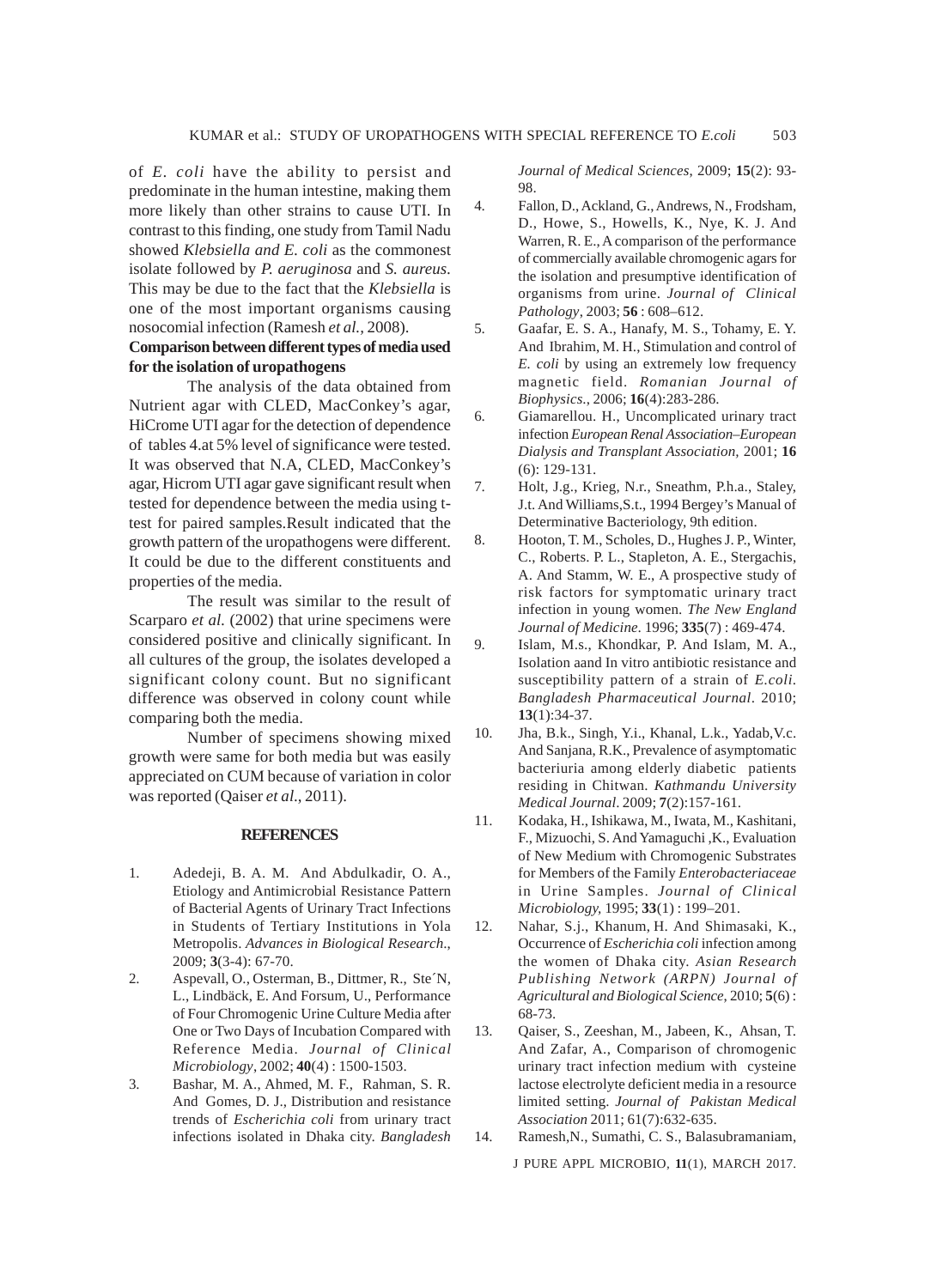of *E. coli* have the ability to persist and predominate in the human intestine, making them more likely than other strains to cause UTI. In contrast to this finding, one study from Tamil Nadu showed *Klebsiella and E. coli* as the commonest isolate followed by *P. aeruginosa* and *S. aureus.* This may be due to the fact that the *Klebsiella* is one of the most important organisms causing nosocomial infection (Ramesh *et al.,* 2008).

**Comparison between different types of media used for the isolation of uropathogens**

The analysis of the data obtained from Nutrient agar with CLED, MacConkey's agar, HiCrome UTI agar for the detection of dependence of tables 4.at 5% level of significance were tested. It was observed that N.A, CLED, MacConkey's agar, Hicrom UTI agar gave significant result when tested for dependence between the media using t-test for paired samples.Result indicated that the growth pattern of the uropathogens were different. It could be due to the different constituents and properties of the media.

The result was similar to the result of Scarparo *et al.* (2002) that urine specimens were considered positive and clinically significant. In all cultures of the group, the isolates developed a significant colony count. But no significant difference was observed in colony count while comparing both the media.

Number of specimens showing mixed growth were same for both media but was easily appreciated on CUM because of variation in color was reported (Qaiser *et al.*, 2011).

## REFERENCES

1. Adedeji, B. A. M. And Abdulkadir, O. A., Etiology and Antimicrobial Resistance Pattern of Bacterial Agents of Urinary Tract Infections in Students of Tertiary Institutions in Yola Metropolis. *Advances in Biological Research*., 2009; **3**(3-4): 67-70.
2. Aspevall, O., Osterman, B., Dittmer, R., Ste´N, L., Lindbäck, E. And Forsum, U., Performance of Four Chromogenic Urine Culture Media after One or Two Days of Incubation Compared with Reference Media. *Journal of Clinical Microbiology*, 2002; **40**(4) : 1500-1503.
3. Bashar, M. A., Ahmed, M. F., Rahman, S. R. And Gomes, D. J., Distribution and resistance trends of *Escherichia coli* from urinary tract infections isolated in Dhaka city. *Bangladesh Journal of Medical Sciences,* 2009; **15**(2): 93-98.
4. Fallon, D., Ackland, G., Andrews, N., Frodsham, D., Howe, S., Howells, K., Nye, K. J. And Warren, R. E., A comparison of the performance of commercially available chromogenic agars for the isolation and presumptive identification of organisms from urine. *Journal of Clinical Pathology*, 2003; **56** : 608–612.
5. Gaafar, E. S. A., Hanafy, M. S., Tohamy, E. Y. And Ibrahim, M. H., Stimulation and control of *E. coli* by using an extremely low frequency magnetic field. *Romanian Journal of Biophysics.*, 2006; **16**(4):283-286.
6. Giamarellou. H., Uncomplicated urinary tract infection *European Renal Association–European Dialysis and Transplant Association,* 2001; **16** (6): 129-131.
7. Holt, J.g., Krieg, N.r., Sneathm, P.h.a., Staley, J.t. And Williams,S.t., 1994 Bergey's Manual of Determinative Bacteriology, 9th edition.
8. Hooton, T. M., Scholes, D., Hughes J. P., Winter, C., Roberts. P. L., Stapleton, A. E., Stergachis, A. And Stamm, W. E., A prospective study of risk factors for symptomatic urinary tract infection in young women. *The New England Journal of Medicine*. 1996; **335**(7) : 469-474.
9. Islam, M.s., Khondkar, P. And Islam, M. A., Isolation aand In vitro antibiotic resistance and susceptibility pattern of a strain of *E.coli. Bangladesh Pharmaceutical Journal*. 2010; **13**(1):34-37.
10. Jha, B.k., Singh, Y.i., Khanal, L.k., Yadab,V.c. And Sanjana, R.K., Prevalence of asymptomatic bacteriuria among elderly diabetic patients residing in Chitwan. *Kathmandu University Medical Journal*. 2009; **7**(2):157-161.
11. Kodaka, H., Ishikawa, M., Iwata, M., Kashitani, F., Mizuochi, S. And Yamaguchi ,K., Evaluation of New Medium with Chromogenic Substrates for Members of the Family *Enterobacteriaceae* in Urine Samples. *Journal of Clinical Microbiology,* 1995; **33**(1) : 199–201.
12. Nahar, S.j., Khanum, H. And Shimasaki, K., Occurrence of *Escherichia coli* infection among the women of Dhaka city. *Asian Research Publishing Network (ARPN) Journal of Agricultural and Biological Science*, 2010; **5**(6) : 68-73.
13. Qaiser, S., Zeeshan, M., Jabeen, K., Ahsan, T. And Zafar, A., Comparison of chromogenic urinary tract infection medium with cysteine lactose electrolyte deficient media in a resource limited setting. *Journal of Pakistan Medical Association* 2011; 61(7):632-635.
14. Ramesh,N., Sumathi, C. S., Balasubramaniam,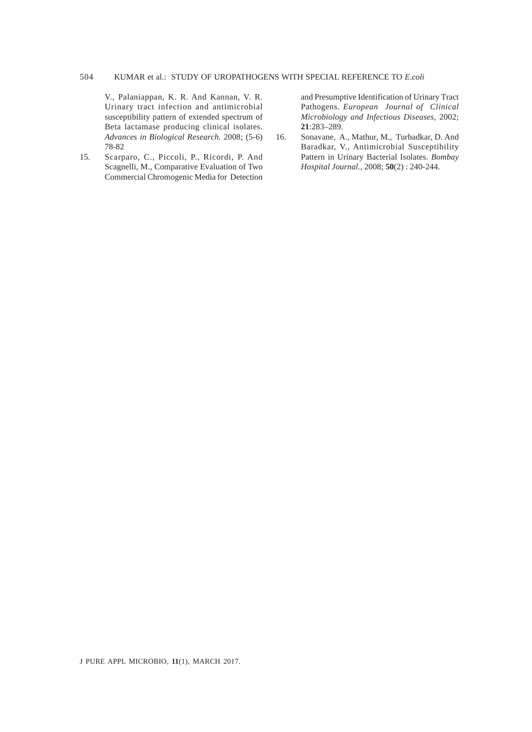V., Palaniappan, K. R. And Kannan, V. R. Urinary tract infection and antimicrobial susceptibility pattern of extended spectrum of Beta lactamase producing clinical isolates. *Advances in Biological Research*. 2008; (5-6) 78-82

15. Scarparo, C., Piccoli, P., Ricordi, P. And Scagnelli, M., Comparative Evaluation of Two Commercial Chromogenic Media for Detection and Presumptive Identification of Urinary Tract Pathogens. *European Journal of Clinical Microbiology and Infectious Diseases*, 2002; **21**:283–289.

16. Sonavane, A., Mathur, M., Turbadkar, D. And Baradkar, V., Antimicrobial Susceptibility Pattern in Urinary Bacterial Isolates. *Bombay Hospital Journal.*, 2008; **50**(2) : 240-244.